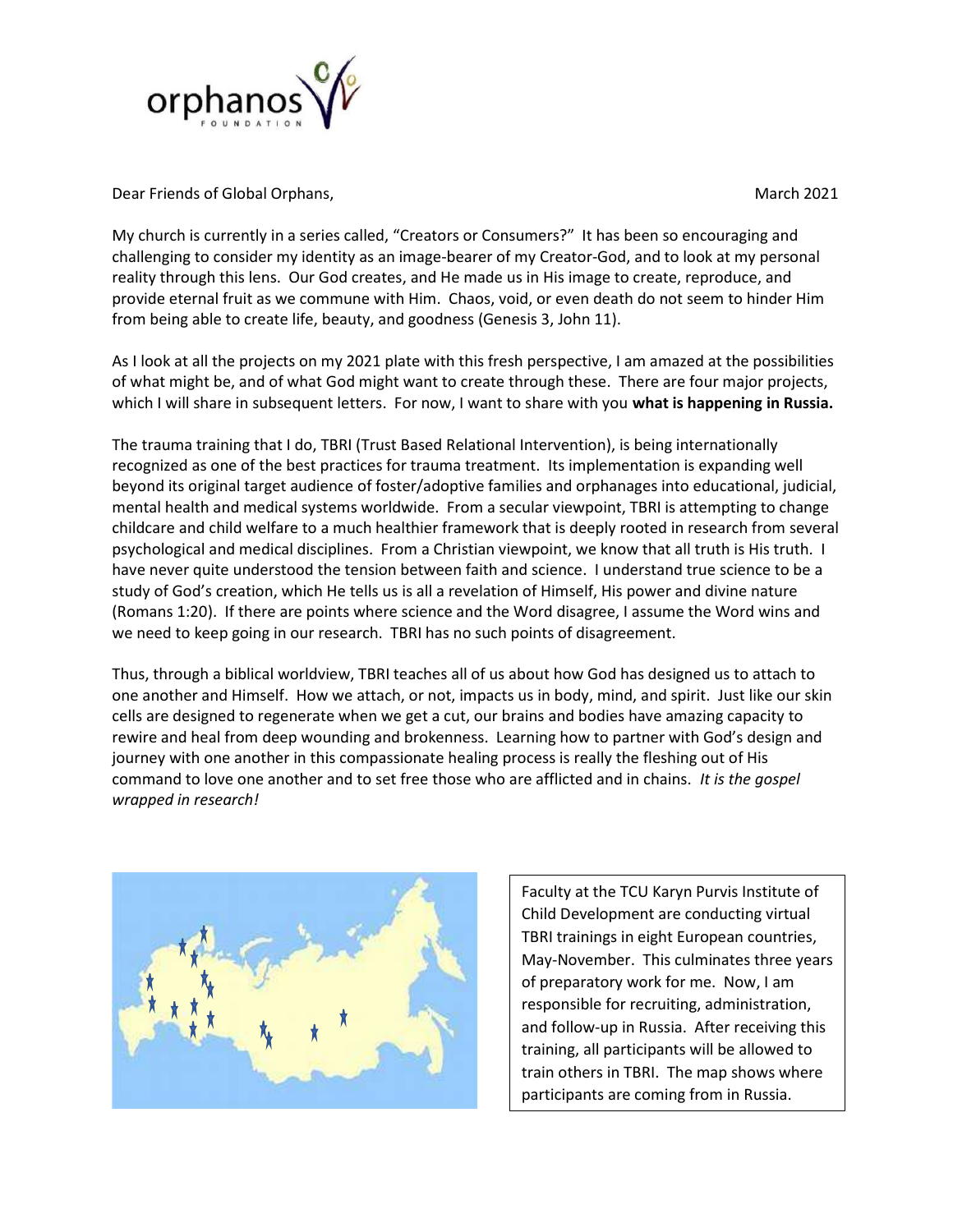Dear Friends of Global Orphans, March 2021

My church is currently in a series called, "Creators or Consumers?" It has been so encouraging and challenging to consider my identity as an image-bearer of my Creator-God, and to look at my personal reality through this lens. Our God creates, and He made us in His image to create, reproduce, and provide eternal fruit as we commune with Him. Chaos, void, or even death do not seem to hinder Him from being able to create life, beauty, and goodness (Genesis 3, John 11).

As I look at all the projects on my 2021 plate with this fresh perspective, I am amazed at the possibilities of what might be, and of what God might want to create through these. There are four major projects, which I will share in subsequent letters. For now, I want to share with you **what is happening in Russia.**

The trauma training that I do, TBRI (Trust Based Relational Intervention), is being internationally recognized as one of the best practices for trauma treatment. Its implementation is expanding well beyond its original target audience of foster/adoptive families and orphanages into educational, judicial, mental health and medical systems worldwide. From a secular viewpoint, TBRI is attempting to change childcare and child welfare to a much healthier framework that is deeply rooted in research from several psychological and medical disciplines. From a Christian viewpoint, we know that all truth is His truth. I have never quite understood the tension between faith and science. I understand true science to be a study of God's creation, which He tells us is all a revelation of Himself, His power and divine nature (Romans 1:20). If there are points where science and the Word disagree, I assume the Word wins and we need to keep going in our research. TBRI has no such points of disagreement.

Thus, through a biblical worldview, TBRI teaches all of us about how God has designed us to attach to one another and Himself. How we attach, or not, impacts us in body, mind, and spirit. Just like our skin cells are designed to regenerate when we get a cut, our brains and bodies have amazing capacity to rewire and heal from deep wounding and brokenness. Learning how to partner with God's design and journey with one another in this compassionate healing process is really the fleshing out of His command to love one another and to set free those who are afflicted and in chains. *It is the gospel wrapped in research!*

Faculty at the TCU Karyn Purvis Institute of Child Development are conducting virtual TBRI trainings in eight European countries, May-November. This culminates three years of preparatory work for me. Now, I am responsible for recruiting, administration, and follow-up in Russia. After receiving this training, all participants will be allowed to train others in TBRI. The map shows where participants are coming from in Russia.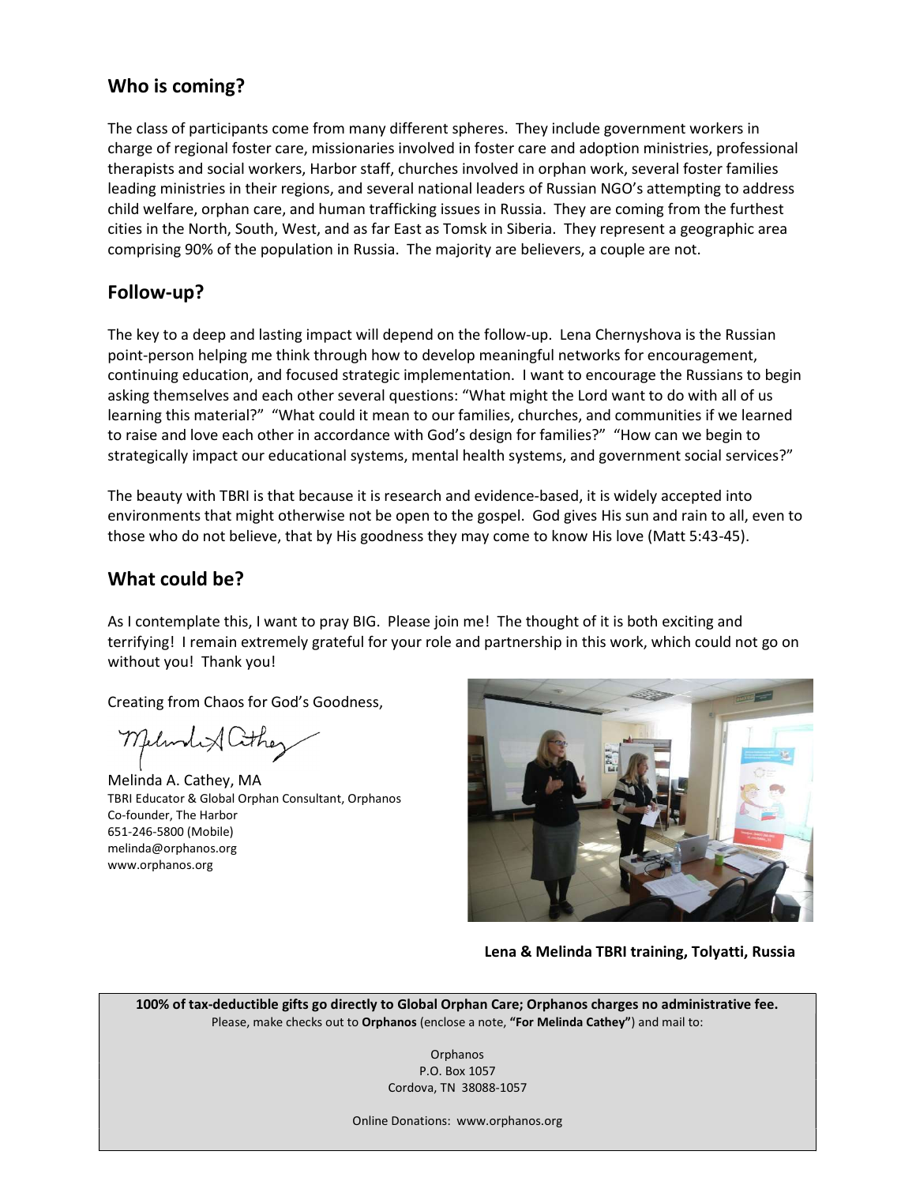## Who is coming?

The class of participants come from many different spheres. They include government workers in charge of regional foster care, missionaries involved in foster care and adoption ministries, professional therapists and social workers, Harbor staff, churches involved in orphan work, several foster families leading ministries in their regions, and several national leaders of Russian NGO's attempting to address child welfare, orphan care, and human trafficking issues in Russia. They are coming from the furthest cities in the North, South, West, and as far East as Tomsk in Siberia. They represent a geographic area comprising 90% of the population in Russia. The majority are believers, a couple are not.

## Follow-up?

The key to a deep and lasting impact will depend on the follow-up. Lena Chernyshova is the Russian point-person helping me think through how to develop meaningful networks for encouragement, continuing education, and focused strategic implementation. I want to encourage the Russians to begin asking themselves and each other several questions: "What might the Lord want to do with all of us learning this material?" "What could it mean to our families, churches, and communities if we learned to raise and love each other in accordance with God's design for families?" "How can we begin to strategically impact our educational systems, mental health systems, and government social services?"

The beauty with TBRI is that because it is research and evidence-based, it is widely accepted into environments that might otherwise not be open to the gospel. God gives His sun and rain to all, even to those who do not believe, that by His goodness they may come to know His love (Matt 5:43-45).

## What could be?

As I contemplate this, I want to pray BIG. Please join me! The thought of it is both exciting and terrifying! I remain extremely grateful for your role and partnership in this work, which could not go on without you! Thank you!

Creating from Chaos for God's Goodness,

Melinda A. Cathey, MA
TBRI Educator & Global Orphan Consultant, Orphanos
Co-founder, The Harbor
651-246-5800 (Mobile)
melinda@orphanos.org
www.orphanos.org

**Lena & Melinda TBRI training, Tolyatti, Russia**

**100% of tax-deductible gifts go directly to Global Orphan Care; Orphanos charges no administrative fee.**
Please, make checks out to **Orphanos** (enclose a note, **"For Melinda Cathey"**) and mail to:

Orphanos
P.O. Box 1057
Cordova, TN 38088-1057

Online Donations: www.orphanos.org